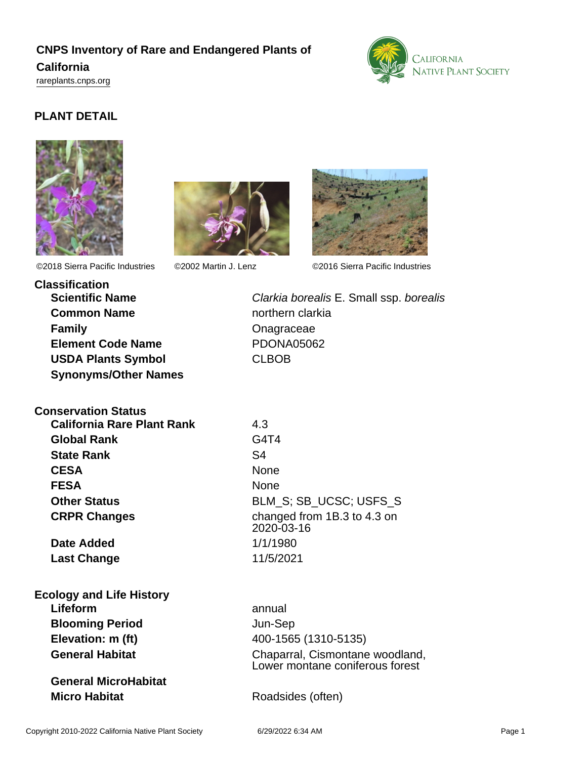# CNPS Inventory of Rare and Endangered Plants of California

rareplants.cnps.org

## PLANT DETAIL

©2018 Sierra Pacific Industries ©2002 Martin J. Lenz ©2016 Sierra Pacific Industries

### Classification

| | |
|---|---|
| **Scientific Name** | *Clarkia borealis* E. Small ssp. *borealis* |
| **Common Name** | northern clarkia |
| **Family** | Onagraceae |
| **Element Code Name** | PDONA05062 |
| **USDA Plants Symbol** | CLBOB |
| **Synonyms/Other Names** | |

### Conservation Status

| | |
|---|---|
| **California Rare Plant Rank** | 4.3 |
| **Global Rank** | G4T4 |
| **State Rank** | S4 |
| **CESA** | None |
| **FESA** | None |
| **Other Status** | BLM_S; SB_UCSC; USFS_S |
| **CRPR Changes** | changed from 1B.3 to 4.3 on 2020-03-16 |
| **Date Added** | 1/1/1980 |
| **Last Change** | 11/5/2021 |

### Ecology and Life History

| | |
|---|---|
| **Lifeform** | annual |
| **Blooming Period** | Jun-Sep |
| **Elevation: m (ft)** | 400-1565 (1310-5135) |
| **General Habitat** | Chaparral, Cismontane woodland, Lower montane coniferous forest |
| **General MicroHabitat** | |
| **Micro Habitat** | Roadsides (often) |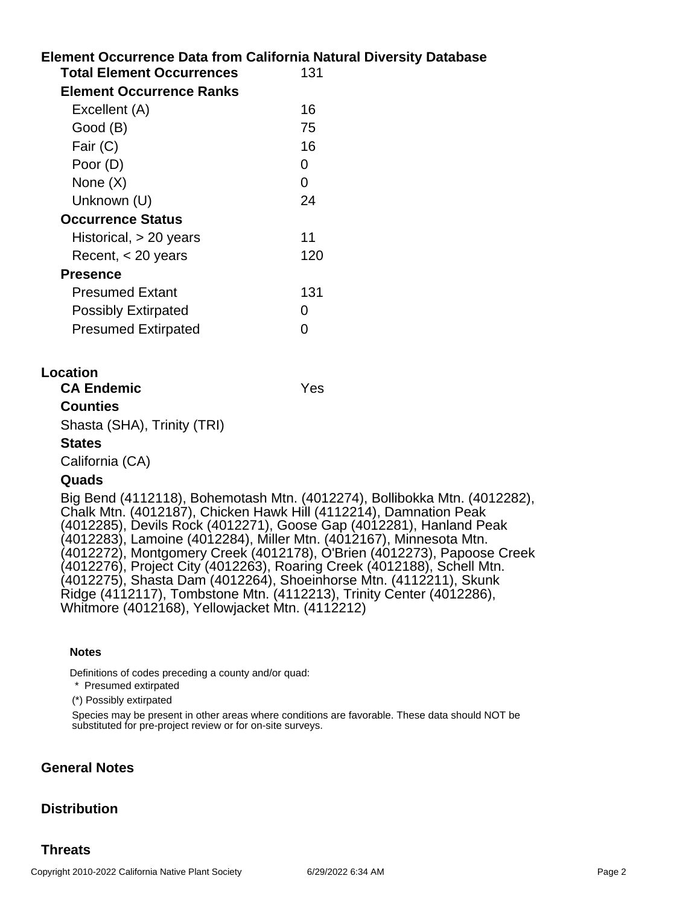## Element Occurrence Data from California Natural Diversity Database

| | |
|---|---|
| **Total Element Occurrences** | 131 |
| **Element Occurrence Ranks** | |
| Excellent (A) | 16 |
| Good (B) | 75 |
| Fair (C) | 16 |
| Poor (D) | 0 |
| None (X) | 0 |
| Unknown (U) | 24 |
| **Occurrence Status** | |
| Historical, > 20 years | 11 |
| Recent, < 20 years | 120 |
| **Presence** | |
| Presumed Extant | 131 |
| Possibly Extirpated | 0 |
| Presumed Extirpated | 0 |

## Location

**CA Endemic** Yes

**Counties**

Shasta (SHA), Trinity (TRI)

**States**

California (CA)

**Quads**

Big Bend (4112118), Bohemotash Mtn. (4012274), Bollibokka Mtn. (4012282), Chalk Mtn. (4012187), Chicken Hawk Hill (4112214), Damnation Peak (4012285), Devils Rock (4012271), Goose Gap (4012281), Hanland Peak (4012283), Lamoine (4012284), Miller Mtn. (4012167), Minnesota Mtn. (4012272), Montgomery Creek (4012178), O'Brien (4012273), Papoose Creek (4012276), Project City (4012263), Roaring Creek (4012188), Schell Mtn. (4012275), Shasta Dam (4012264), Shoeinhorse Mtn. (4112211), Skunk Ridge (4112117), Tombstone Mtn. (4112213), Trinity Center (4012286), Whitmore (4012168), Yellowjacket Mtn. (4112212)

**Notes**

Definitions of codes preceding a county and/or quad:

* Presumed extirpated

(*) Possibly extirpated

Species may be present in other areas where conditions are favorable. These data should NOT be substituted for pre-project review or for on-site surveys.

## General Notes

## Distribution

## Threats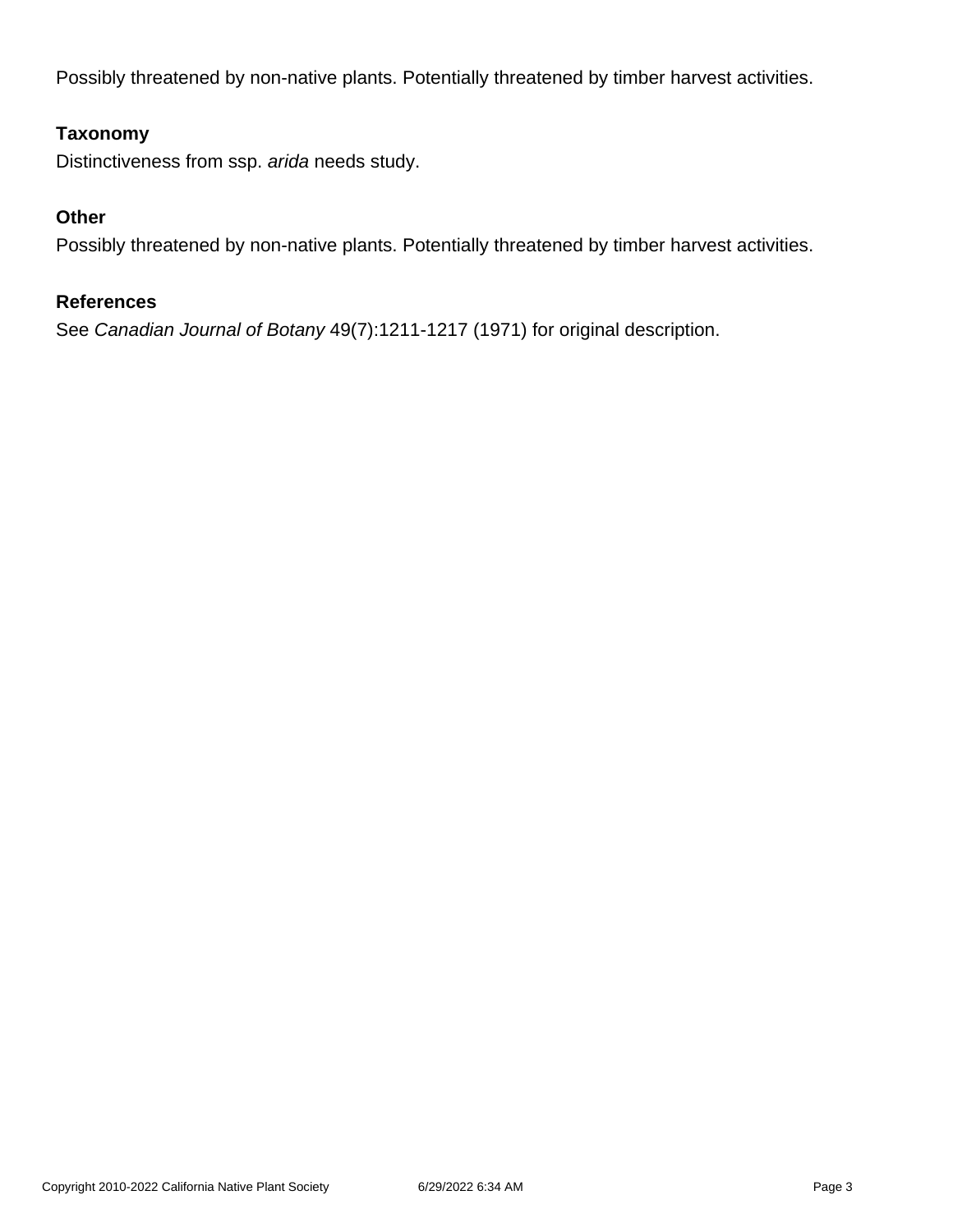Possibly threatened by non-native plants. Potentially threatened by timber harvest activities.

### Taxonomy

Distinctiveness from ssp. *arida* needs study.

### Other

Possibly threatened by non-native plants. Potentially threatened by timber harvest activities.

### References

See *Canadian Journal of Botany* 49(7):1211-1217 (1971) for original description.